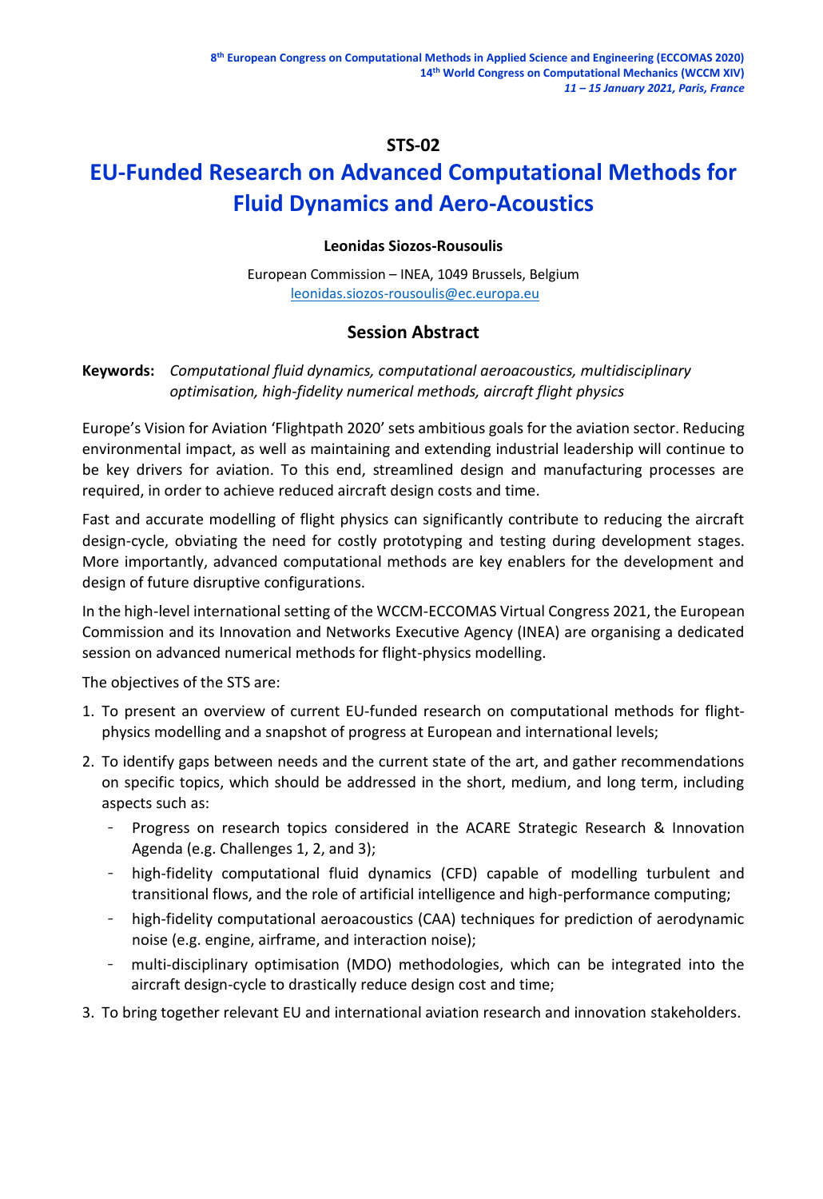**STS-02**

# EU-Funded Research on Advanced Computational Methods for Fluid Dynamics and Aero-Acoustics

**Leonidas Siozos-Rousoulis**

European Commission – INEA, 1049 Brussels, Belgium
leonidas.siozos-rousoulis@ec.europa.eu

## Session Abstract

**Keywords:** *Computational fluid dynamics, computational aeroacoustics, multidisciplinary optimisation, high-fidelity numerical methods, aircraft flight physics*

Europe's Vision for Aviation 'Flightpath 2020' sets ambitious goals for the aviation sector. Reducing environmental impact, as well as maintaining and extending industrial leadership will continue to be key drivers for aviation. To this end, streamlined design and manufacturing processes are required, in order to achieve reduced aircraft design costs and time.

Fast and accurate modelling of flight physics can significantly contribute to reducing the aircraft design-cycle, obviating the need for costly prototyping and testing during development stages. More importantly, advanced computational methods are key enablers for the development and design of future disruptive configurations.

In the high-level international setting of the WCCM-ECCOMAS Virtual Congress 2021, the European Commission and its Innovation and Networks Executive Agency (INEA) are organising a dedicated session on advanced numerical methods for flight-physics modelling.

The objectives of the STS are:

1. To present an overview of current EU-funded research on computational methods for flight-physics modelling and a snapshot of progress at European and international levels;
2. To identify gaps between needs and the current state of the art, and gather recommendations on specific topics, which should be addressed in the short, medium, and long term, including aspects such as:
   - Progress on research topics considered in the ACARE Strategic Research & Innovation Agenda (e.g. Challenges 1, 2, and 3);
   - high-fidelity computational fluid dynamics (CFD) capable of modelling turbulent and transitional flows, and the role of artificial intelligence and high-performance computing;
   - high-fidelity computational aeroacoustics (CAA) techniques for prediction of aerodynamic noise (e.g. engine, airframe, and interaction noise);
   - multi-disciplinary optimisation (MDO) methodologies, which can be integrated into the aircraft design-cycle to drastically reduce design cost and time;
3. To bring together relevant EU and international aviation research and innovation stakeholders.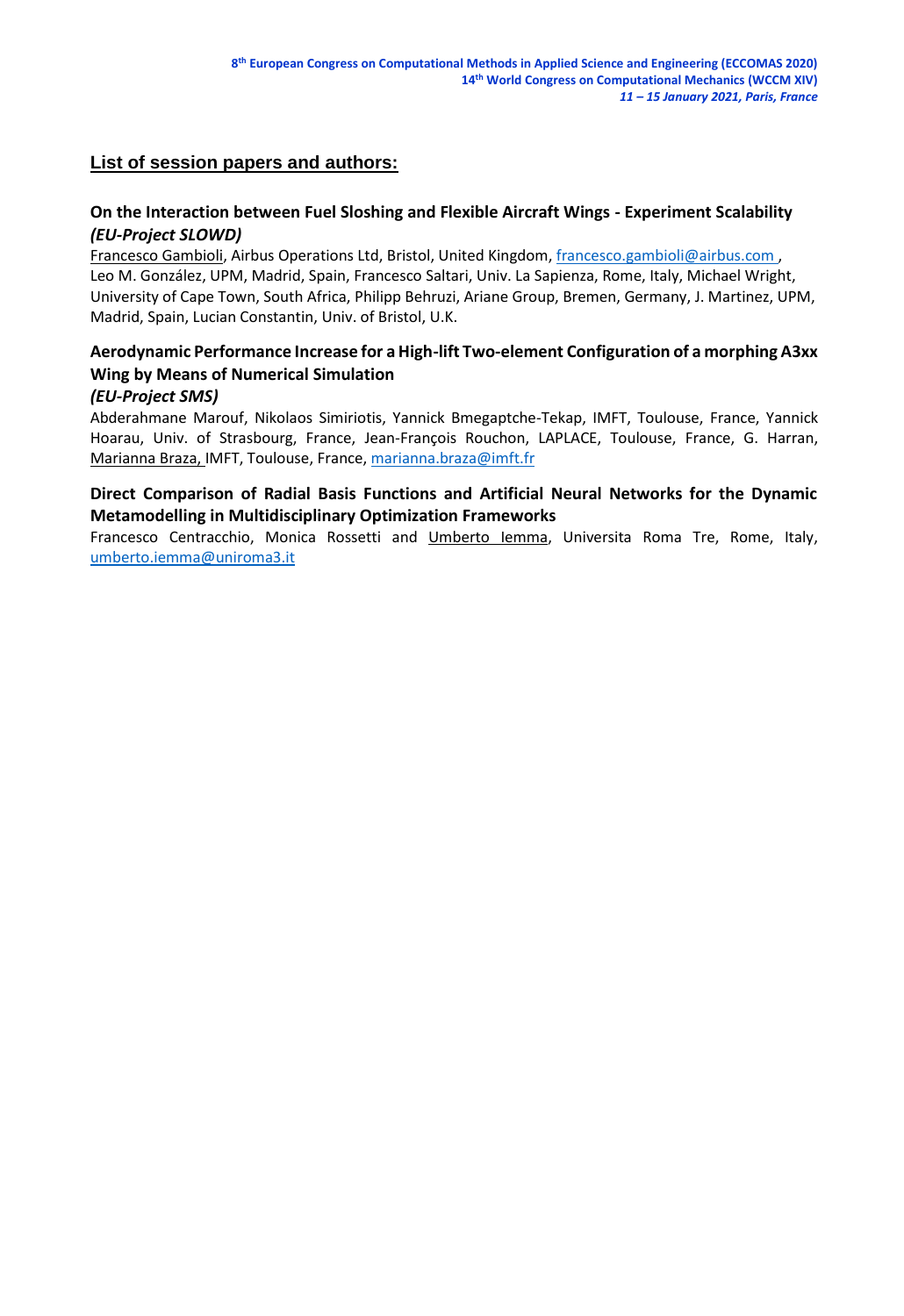## List of session papers and authors:

### On the Interaction between Fuel Sloshing and Flexible Aircraft Wings - Experiment Scalability *(EU-Project SLOWD)*

Francesco Gambioli, Airbus Operations Ltd, Bristol, United Kingdom, francesco.gambioli@airbus.com , Leo M. González, UPM, Madrid, Spain, Francesco Saltari, Univ. La Sapienza, Rome, Italy, Michael Wright, University of Cape Town, South Africa, Philipp Behruzi, Ariane Group, Bremen, Germany, J. Martinez, UPM, Madrid, Spain, Lucian Constantin, Univ. of Bristol, U.K.

### Aerodynamic Performance Increase for a High-lift Two-element Configuration of a morphing A3xx Wing by Means of Numerical Simulation *(EU-Project SMS)*

Abderahmane Marouf, Nikolaos Simiriotis, Yannick Bmegaptche-Tekap, IMFT, Toulouse, France, Yannick Hoarau, Univ. of Strasbourg, France, Jean-François Rouchon, LAPLACE, Toulouse, France, G. Harran, Marianna Braza, IMFT, Toulouse, France, marianna.braza@imft.fr

### Direct Comparison of Radial Basis Functions and Artificial Neural Networks for the Dynamic Metamodelling in Multidisciplinary Optimization Frameworks

Francesco Centracchio, Monica Rossetti and Umberto Iemma, Universita Roma Tre, Rome, Italy, umberto.iemma@uniroma3.it